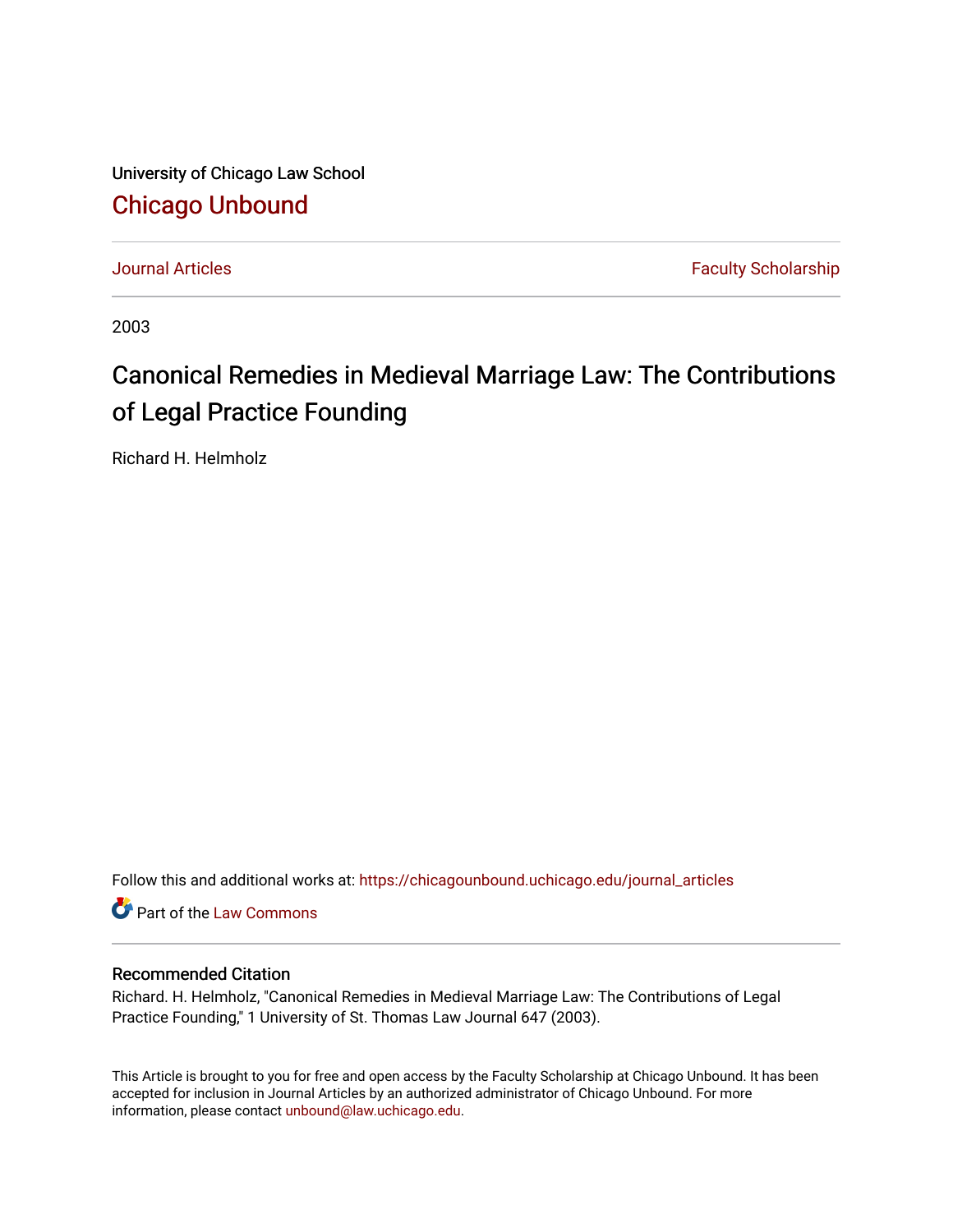University of Chicago Law School

# Chicago Unbound

Journal Articles | Faculty Scholarship

2003

## Canonical Remedies in Medieval Marriage Law: The Contributions of Legal Practice Founding

Richard H. Helmholz

Follow this and additional works at: https://chicagounbound.uchicago.edu/journal_articles

Part of the Law Commons

### Recommended Citation

Richard. H. Helmholz, "Canonical Remedies in Medieval Marriage Law: The Contributions of Legal Practice Founding," 1 University of St. Thomas Law Journal 647 (2003).

This Article is brought to you for free and open access by the Faculty Scholarship at Chicago Unbound. It has been accepted for inclusion in Journal Articles by an authorized administrator of Chicago Unbound. For more information, please contact unbound@law.uchicago.edu.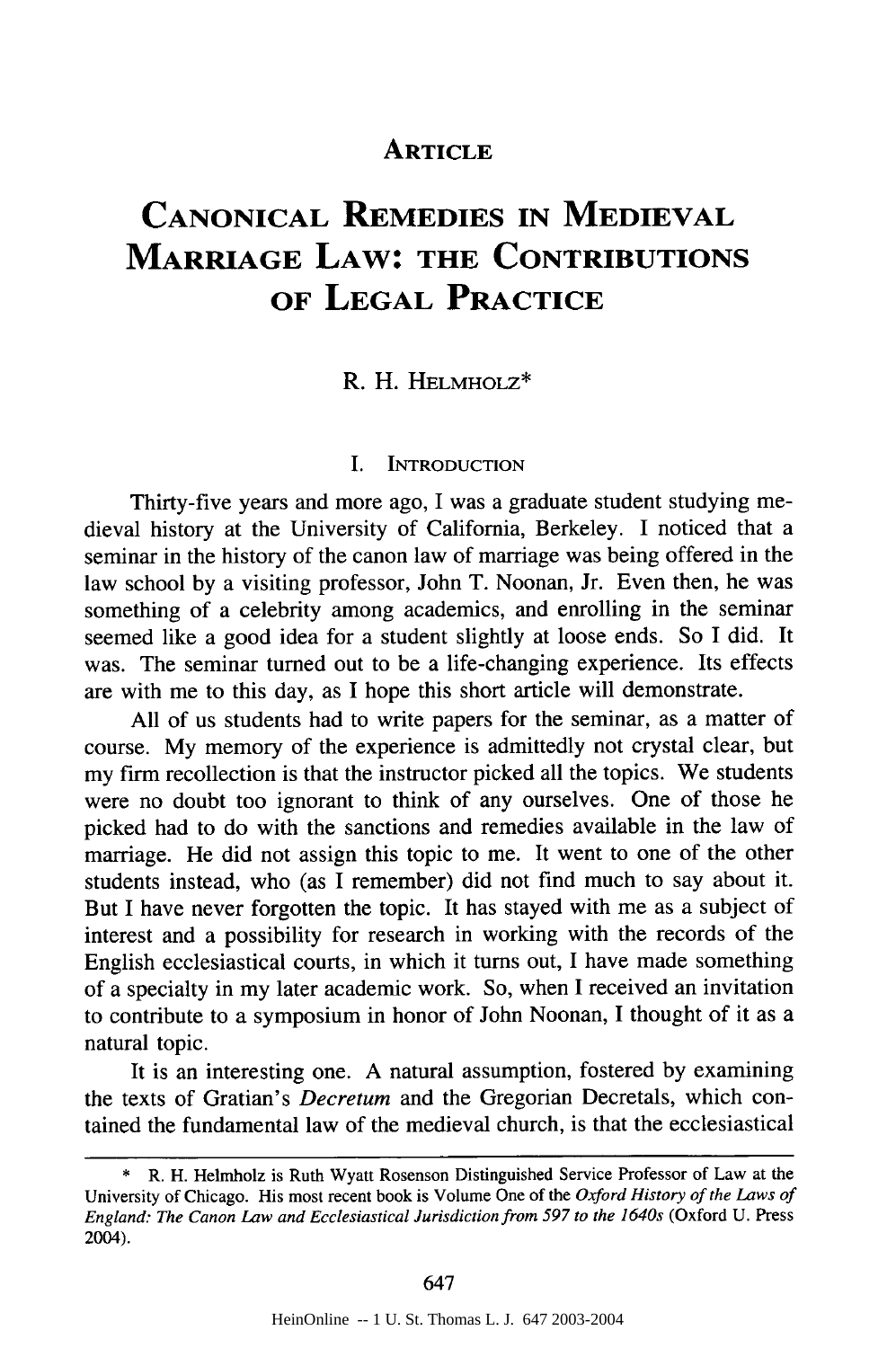## ARTICLE

# CANONICAL REMEDIES IN MEDIEVAL MARRIAGE LAW: THE CONTRIBUTIONS OF LEGAL PRACTICE

R. H. HELMHOLZ*

### I. INTRODUCTION

Thirty-five years and more ago, I was a graduate student studying medieval history at the University of California, Berkeley. I noticed that a seminar in the history of the canon law of marriage was being offered in the law school by a visiting professor, John T. Noonan, Jr. Even then, he was something of a celebrity among academics, and enrolling in the seminar seemed like a good idea for a student slightly at loose ends. So I did. It was. The seminar turned out to be a life-changing experience. Its effects are with me to this day, as I hope this short article will demonstrate.

All of us students had to write papers for the seminar, as a matter of course. My memory of the experience is admittedly not crystal clear, but my firm recollection is that the instructor picked all the topics. We students were no doubt too ignorant to think of any ourselves. One of those he picked had to do with the sanctions and remedies available in the law of marriage. He did not assign this topic to me. It went to one of the other students instead, who (as I remember) did not find much to say about it. But I have never forgotten the topic. It has stayed with me as a subject of interest and a possibility for research in working with the records of the English ecclesiastical courts, in which it turns out, I have made something of a specialty in my later academic work. So, when I received an invitation to contribute to a symposium in honor of John Noonan, I thought of it as a natural topic.

It is an interesting one. A natural assumption, fostered by examining the texts of Gratian's *Decretum* and the Gregorian Decretals, which contained the fundamental law of the medieval church, is that the ecclesiastical

---

\* R. H. Helmholz is Ruth Wyatt Rosenson Distinguished Service Professor of Law at the University of Chicago. His most recent book is Volume One of the *Oxford History of the Laws of England: The Canon Law and Ecclesiastical Jurisdiction from 597 to the 1640s* (Oxford U. Press 2004).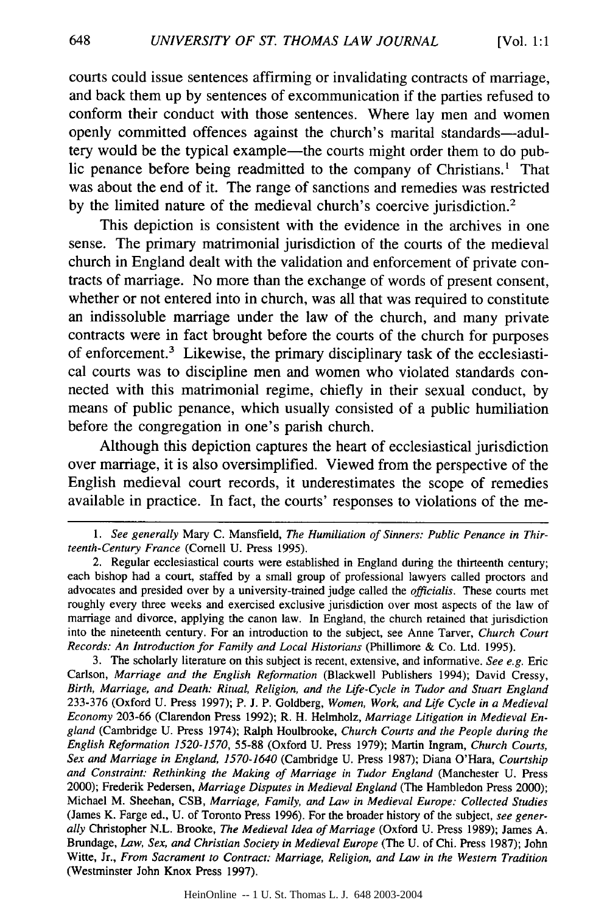courts could issue sentences affirming or invalidating contracts of marriage, and back them up by sentences of excommunication if the parties refused to conform their conduct with those sentences. Where lay men and women openly committed offences against the church's marital standards—adultery would be the typical example—the courts might order them to do public penance before being readmitted to the company of Christians.[1] That was about the end of it. The range of sanctions and remedies was restricted by the limited nature of the medieval church's coercive jurisdiction.[2]

This depiction is consistent with the evidence in the archives in one sense. The primary matrimonial jurisdiction of the courts of the medieval church in England dealt with the validation and enforcement of private contracts of marriage. No more than the exchange of words of present consent, whether or not entered into in church, was all that was required to constitute an indissoluble marriage under the law of the church, and many private contracts were in fact brought before the courts of the church for purposes of enforcement.[3] Likewise, the primary disciplinary task of the ecclesiastical courts was to discipline men and women who violated standards connected with this matrimonial regime, chiefly in their sexual conduct, by means of public penance, which usually consisted of a public humiliation before the congregation in one's parish church.

Although this depiction captures the heart of ecclesiastical jurisdiction over marriage, it is also oversimplified. Viewed from the perspective of the English medieval court records, it underestimates the scope of remedies available in practice. In fact, the courts' responses to violations of the me-

---

1. *See generally* Mary C. Mansfield, *The Humiliation of Sinners: Public Penance in Thirteenth-Century France* (Cornell U. Press 1995).

2. Regular ecclesiastical courts were established in England during the thirteenth century; each bishop had a court, staffed by a small group of professional lawyers called proctors and advocates and presided over by a university-trained judge called the *officialis*. These courts met roughly every three weeks and exercised exclusive jurisdiction over most aspects of the law of marriage and divorce, applying the canon law. In England, the church retained that jurisdiction into the nineteenth century. For an introduction to the subject, see Anne Tarver, *Church Court Records: An Introduction for Family and Local Historians* (Phillimore & Co. Ltd. 1995).

3. The scholarly literature on this subject is recent, extensive, and informative. *See e.g.* Eric Carlson, *Marriage and the English Reformation* (Blackwell Publishers 1994); David Cressy, *Birth, Marriage, and Death: Ritual, Religion, and the Life-Cycle in Tudor and Stuart England* 233-376 (Oxford U. Press 1997); P. J. P. Goldberg, *Women, Work, and Life Cycle in a Medieval Economy* 203-66 (Clarendon Press 1992); R. H. Helmholz, *Marriage Litigation in Medieval England* (Cambridge U. Press 1974); Ralph Houlbrooke, *Church Courts and the People during the English Reformation 1520-1570*, 55-88 (Oxford U. Press 1979); Martin Ingram, *Church Courts, Sex and Marriage in England, 1570-1640* (Cambridge U. Press 1987); Diana O'Hara, *Courtship and Constraint: Rethinking the Making of Marriage in Tudor England* (Manchester U. Press 2000); Frederik Pedersen, *Marriage Disputes in Medieval England* (The Hambledon Press 2000); Michael M. Sheehan, CSB, *Marriage, Family, and Law in Medieval Europe: Collected Studies* (James K. Farge ed., U. of Toronto Press 1996). For the broader history of the subject, *see generally* Christopher N.L. Brooke, *The Medieval Idea of Marriage* (Oxford U. Press 1989); James A. Brundage, *Law, Sex, and Christian Society in Medieval Europe* (The U. of Chi. Press 1987); John Witte, Jr., *From Sacrament to Contract: Marriage, Religion, and Law in the Western Tradition* (Westminster John Knox Press 1997).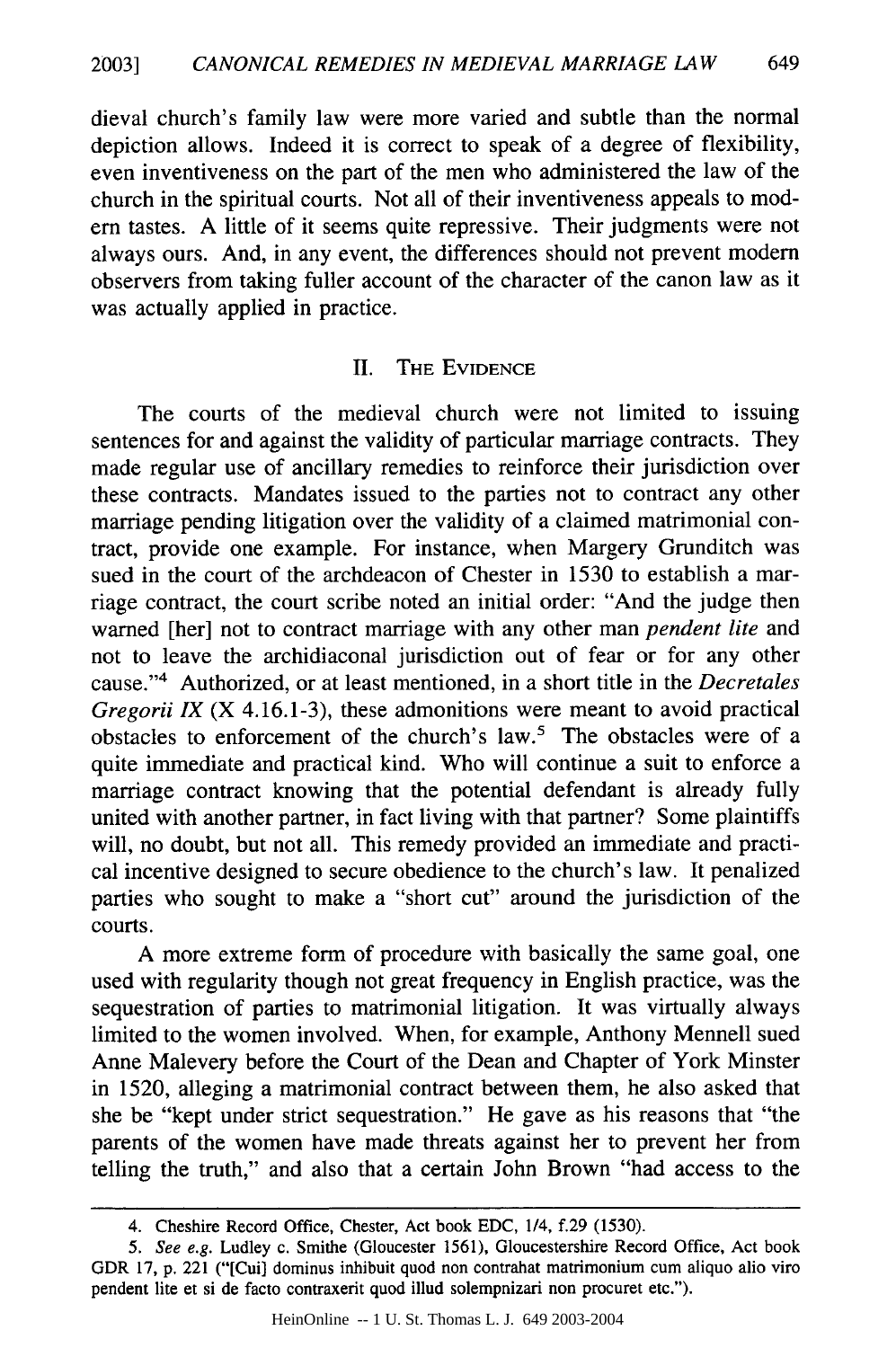dieval church's family law were more varied and subtle than the normal depiction allows. Indeed it is correct to speak of a degree of flexibility, even inventiveness on the part of the men who administered the law of the church in the spiritual courts. Not all of their inventiveness appeals to modern tastes. A little of it seems quite repressive. Their judgments were not always ours. And, in any event, the differences should not prevent modern observers from taking fuller account of the character of the canon law as it was actually applied in practice.

## II. THE EVIDENCE

The courts of the medieval church were not limited to issuing sentences for and against the validity of particular marriage contracts. They made regular use of ancillary remedies to reinforce their jurisdiction over these contracts. Mandates issued to the parties not to contract any other marriage pending litigation over the validity of a claimed matrimonial contract, provide one example. For instance, when Margery Grunditch was sued in the court of the archdeacon of Chester in 1530 to establish a marriage contract, the court scribe noted an initial order: "And the judge then warned [her] not to contract marriage with any other man *pendent lite* and not to leave the archidiaconal jurisdiction out of fear or for any other cause."[4] Authorized, or at least mentioned, in a short title in the *Decretales Gregorii IX* (X 4.16.1-3), these admonitions were meant to avoid practical obstacles to enforcement of the church's law.[5] The obstacles were of a quite immediate and practical kind. Who will continue a suit to enforce a marriage contract knowing that the potential defendant is already fully united with another partner, in fact living with that partner? Some plaintiffs will, no doubt, but not all. This remedy provided an immediate and practical incentive designed to secure obedience to the church's law. It penalized parties who sought to make a "short cut" around the jurisdiction of the courts.

A more extreme form of procedure with basically the same goal, one used with regularity though not great frequency in English practice, was the sequestration of parties to matrimonial litigation. It was virtually always limited to the women involved. When, for example, Anthony Mennell sued Anne Malevery before the Court of the Dean and Chapter of York Minster in 1520, alleging a matrimonial contract between them, he also asked that she be "kept under strict sequestration." He gave as his reasons that "the parents of the women have made threats against her to prevent her from telling the truth," and also that a certain John Brown "had access to the

---

4. Cheshire Record Office, Chester, Act book EDC, 1/4, f.29 (1530).

5. *See e.g.* Ludley c. Smithe (Gloucester 1561), Gloucestershire Record Office, Act book GDR 17, p. 221 ("[Cui] dominus inhibuit quod non contrahat matrimonium cum aliquo alio viro pendent lite et si de facto contraxerit quod illud solempnizari non procuret etc.").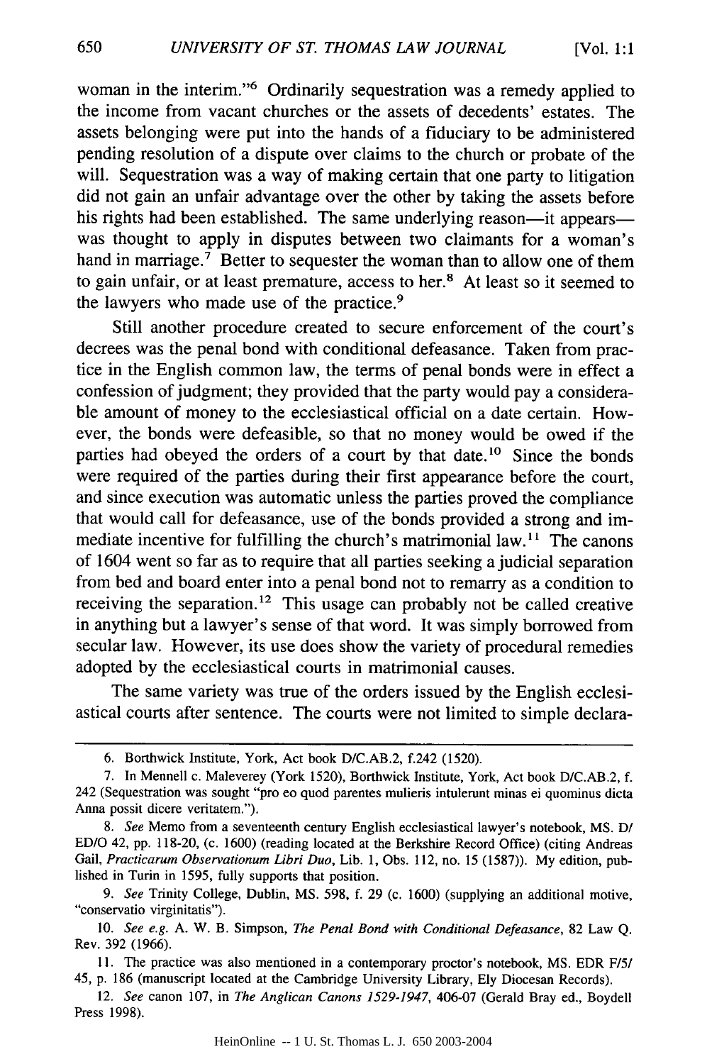woman in the interim."[6] Ordinarily sequestration was a remedy applied to the income from vacant churches or the assets of decedents' estates. The assets belonging were put into the hands of a fiduciary to be administered pending resolution of a dispute over claims to the church or probate of the will. Sequestration was a way of making certain that one party to litigation did not gain an unfair advantage over the other by taking the assets before his rights had been established. The same underlying reason—it appears—was thought to apply in disputes between two claimants for a woman's hand in marriage.[7] Better to sequester the woman than to allow one of them to gain unfair, or at least premature, access to her.[8] At least so it seemed to the lawyers who made use of the practice.[9]

Still another procedure created to secure enforcement of the court's decrees was the penal bond with conditional defeasance. Taken from practice in the English common law, the terms of penal bonds were in effect a confession of judgment; they provided that the party would pay a considerable amount of money to the ecclesiastical official on a date certain. However, the bonds were defeasible, so that no money would be owed if the parties had obeyed the orders of a court by that date.[10] Since the bonds were required of the parties during their first appearance before the court, and since execution was automatic unless the parties proved the compliance that would call for defeasance, use of the bonds provided a strong and immediate incentive for fulfilling the church's matrimonial law.[11] The canons of 1604 went so far as to require that all parties seeking a judicial separation from bed and board enter into a penal bond not to remarry as a condition to receiving the separation.[12] This usage can probably not be called creative in anything but a lawyer's sense of that word. It was simply borrowed from secular law. However, its use does show the variety of procedural remedies adopted by the ecclesiastical courts in matrimonial causes.

The same variety was true of the orders issued by the English ecclesiastical courts after sentence. The courts were not limited to simple declara-

---

6. Borthwick Institute, York, Act book D/C.AB.2, f.242 (1520).

7. In Mennell c. Maleverey (York 1520), Borthwick Institute, York, Act book D/C.AB.2, f. 242 (Sequestration was sought "pro eo quod parentes mulieris intulerunt minas ei quominus dicta Anna possit dicere veritatem.").

8. *See* Memo from a seventeenth century English ecclesiastical lawyer's notebook, MS. D/ED/O 42, pp. 118-20, (c. 1600) (reading located at the Berkshire Record Office) (citing Andreas Gail, *Practicarum Observationum Libri Duo*, Lib. 1, Obs. 112, no. 15 (1587)). My edition, published in Turin in 1595, fully supports that position.

9. *See* Trinity College, Dublin, MS. 598, f. 29 (c. 1600) (supplying an additional motive, "conservatio virginitatis").

10. *See e.g.* A. W. B. Simpson, *The Penal Bond with Conditional Defeasance*, 82 Law Q. Rev. 392 (1966).

11. The practice was also mentioned in a contemporary proctor's notebook, MS. EDR F/5/45, p. 186 (manuscript located at the Cambridge University Library, Ely Diocesan Records).

12. *See* canon 107, in *The Anglican Canons 1529-1947*, 406-07 (Gerald Bray ed., Boydell Press 1998).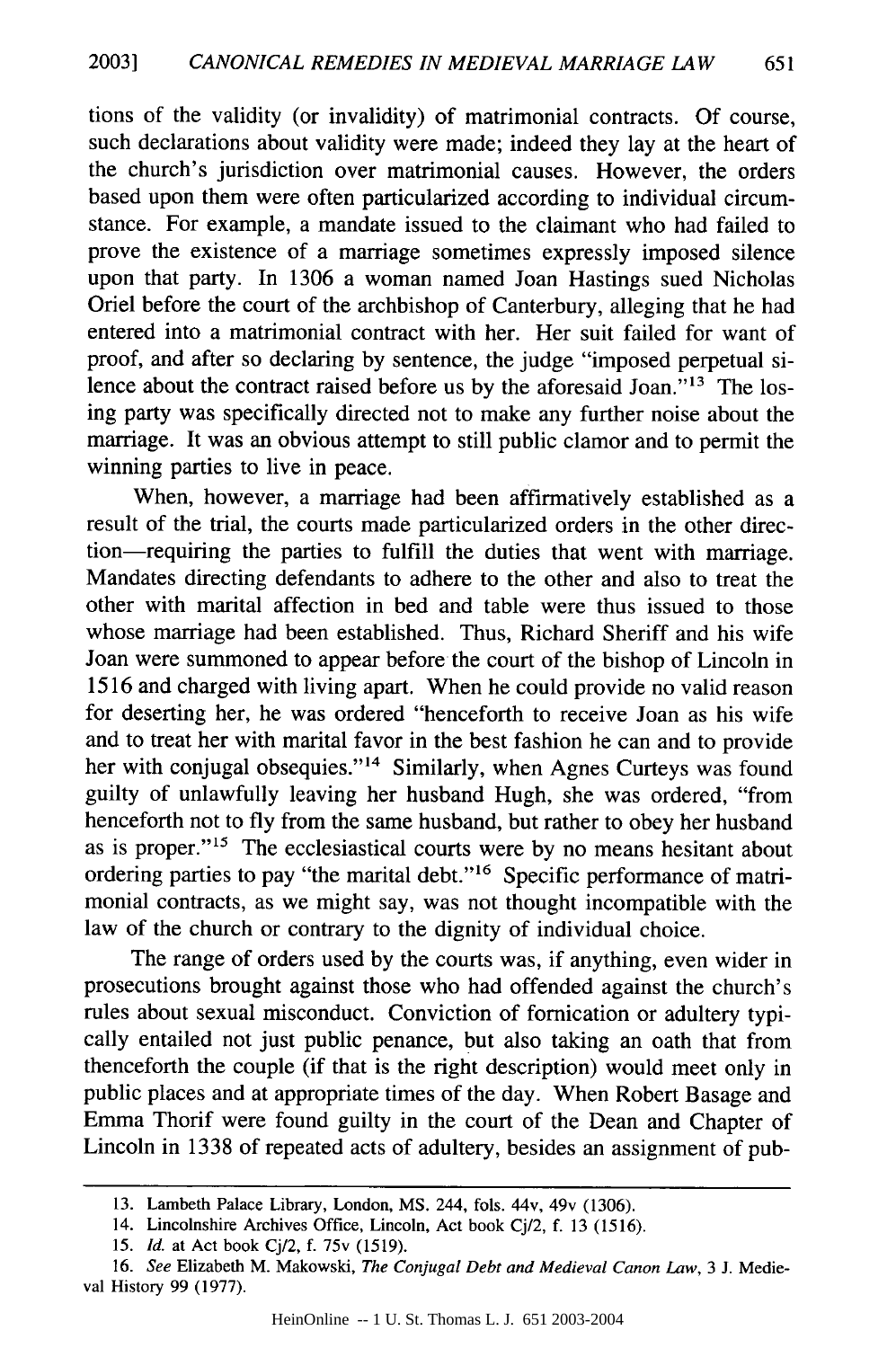tions of the validity (or invalidity) of matrimonial contracts. Of course, such declarations about validity were made; indeed they lay at the heart of the church's jurisdiction over matrimonial causes. However, the orders based upon them were often particularized according to individual circumstance. For example, a mandate issued to the claimant who had failed to prove the existence of a marriage sometimes expressly imposed silence upon that party. In 1306 a woman named Joan Hastings sued Nicholas Oriel before the court of the archbishop of Canterbury, alleging that he had entered into a matrimonial contract with her. Her suit failed for want of proof, and after so declaring by sentence, the judge "imposed perpetual silence about the contract raised before us by the aforesaid Joan."[13] The losing party was specifically directed not to make any further noise about the marriage. It was an obvious attempt to still public clamor and to permit the winning parties to live in peace.

When, however, a marriage had been affirmatively established as a result of the trial, the courts made particularized orders in the other direction—requiring the parties to fulfill the duties that went with marriage. Mandates directing defendants to adhere to the other and also to treat the other with marital affection in bed and table were thus issued to those whose marriage had been established. Thus, Richard Sheriff and his wife Joan were summoned to appear before the court of the bishop of Lincoln in 1516 and charged with living apart. When he could provide no valid reason for deserting her, he was ordered "henceforth to receive Joan as his wife and to treat her with marital favor in the best fashion he can and to provide her with conjugal obsequies."[14] Similarly, when Agnes Curteys was found guilty of unlawfully leaving her husband Hugh, she was ordered, "from henceforth not to fly from the same husband, but rather to obey her husband as is proper."[15] The ecclesiastical courts were by no means hesitant about ordering parties to pay "the marital debt."[16] Specific performance of matrimonial contracts, as we might say, was not thought incompatible with the law of the church or contrary to the dignity of individual choice.

The range of orders used by the courts was, if anything, even wider in prosecutions brought against those who had offended against the church's rules about sexual misconduct. Conviction of fornication or adultery typically entailed not just public penance, but also taking an oath that from thenceforth the couple (if that is the right description) would meet only in public places and at appropriate times of the day. When Robert Basage and Emma Thorif were found guilty in the court of the Dean and Chapter of Lincoln in 1338 of repeated acts of adultery, besides an assignment of pub-

---

13. Lambeth Palace Library, London, MS. 244, fols. 44v, 49v (1306).

14. Lincolnshire Archives Office, Lincoln, Act book Cj/2, f. 13 (1516).

15. *Id.* at Act book Cj/2, f. 75v (1519).

16. *See* Elizabeth M. Makowski, *The Conjugal Debt and Medieval Canon Law*, 3 J. Medieval History 99 (1977).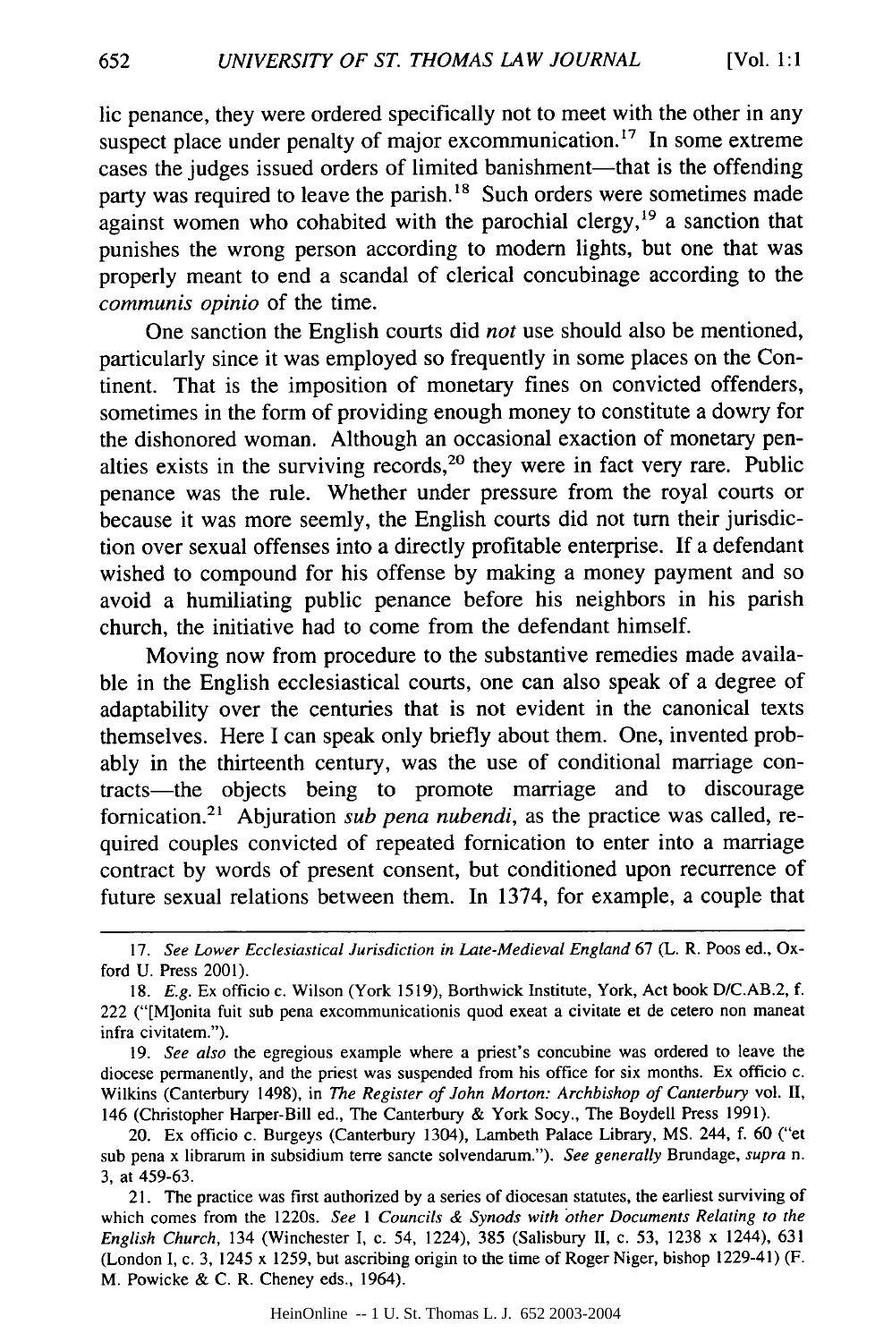lic penance, they were ordered specifically not to meet with the other in any suspect place under penalty of major excommunication.[17] In some extreme cases the judges issued orders of limited banishment—that is the offending party was required to leave the parish.[18] Such orders were sometimes made against women who cohabited with the parochial clergy,[19] a sanction that punishes the wrong person according to modern lights, but one that was properly meant to end a scandal of clerical concubinage according to the *communis opinio* of the time.

One sanction the English courts did *not* use should also be mentioned, particularly since it was employed so frequently in some places on the Continent. That is the imposition of monetary fines on convicted offenders, sometimes in the form of providing enough money to constitute a dowry for the dishonored woman. Although an occasional exaction of monetary penalties exists in the surviving records,[20] they were in fact very rare. Public penance was the rule. Whether under pressure from the royal courts or because it was more seemly, the English courts did not turn their jurisdiction over sexual offenses into a directly profitable enterprise. If a defendant wished to compound for his offense by making a money payment and so avoid a humiliating public penance before his neighbors in his parish church, the initiative had to come from the defendant himself.

Moving now from procedure to the substantive remedies made available in the English ecclesiastical courts, one can also speak of a degree of adaptability over the centuries that is not evident in the canonical texts themselves. Here I can speak only briefly about them. One, invented probably in the thirteenth century, was the use of conditional marriage contracts—the objects being to promote marriage and to discourage fornication.[21] Abjuration *sub pena nubendi*, as the practice was called, required couples convicted of repeated fornication to enter into a marriage contract by words of present consent, but conditioned upon recurrence of future sexual relations between them. In 1374, for example, a couple that

---

17. *See Lower Ecclesiastical Jurisdiction in Late-Medieval England* 67 (L. R. Poos ed., Oxford U. Press 2001).

18. *E.g.* Ex officio c. Wilson (York 1519), Borthwick Institute, York, Act book D/C.AB.2, f. 222 ("[M]onita fuit sub pena excommunicationis quod exeat a civitate et de cetero non maneat infra civitatem.").

19. *See also* the egregious example where a priest's concubine was ordered to leave the diocese permanently, and the priest was suspended from his office for six months. Ex officio c. Wilkins (Canterbury 1498), in *The Register of John Morton: Archbishop of Canterbury* vol. II, 146 (Christopher Harper-Bill ed., The Canterbury & York Socy., The Boydell Press 1991).

20. Ex officio c. Burgeys (Canterbury 1304), Lambeth Palace Library, MS. 244, f. 60 ("et sub pena x librarum in subsidium terre sancte solvendarum."). *See generally* Brundage, *supra* n. 3, at 459-63.

21. The practice was first authorized by a series of diocesan statutes, the earliest surviving of which comes from the 1220s. *See* 1 *Councils & Synods with other Documents Relating to the English Church*, 134 (Winchester I, c. 54, 1224), 385 (Salisbury II, c. 53, 1238 x 1244), 631 (London I, c. 3, 1245 x 1259, but ascribing origin to the time of Roger Niger, bishop 1229-41) (F. M. Powicke & C. R. Cheney eds., 1964).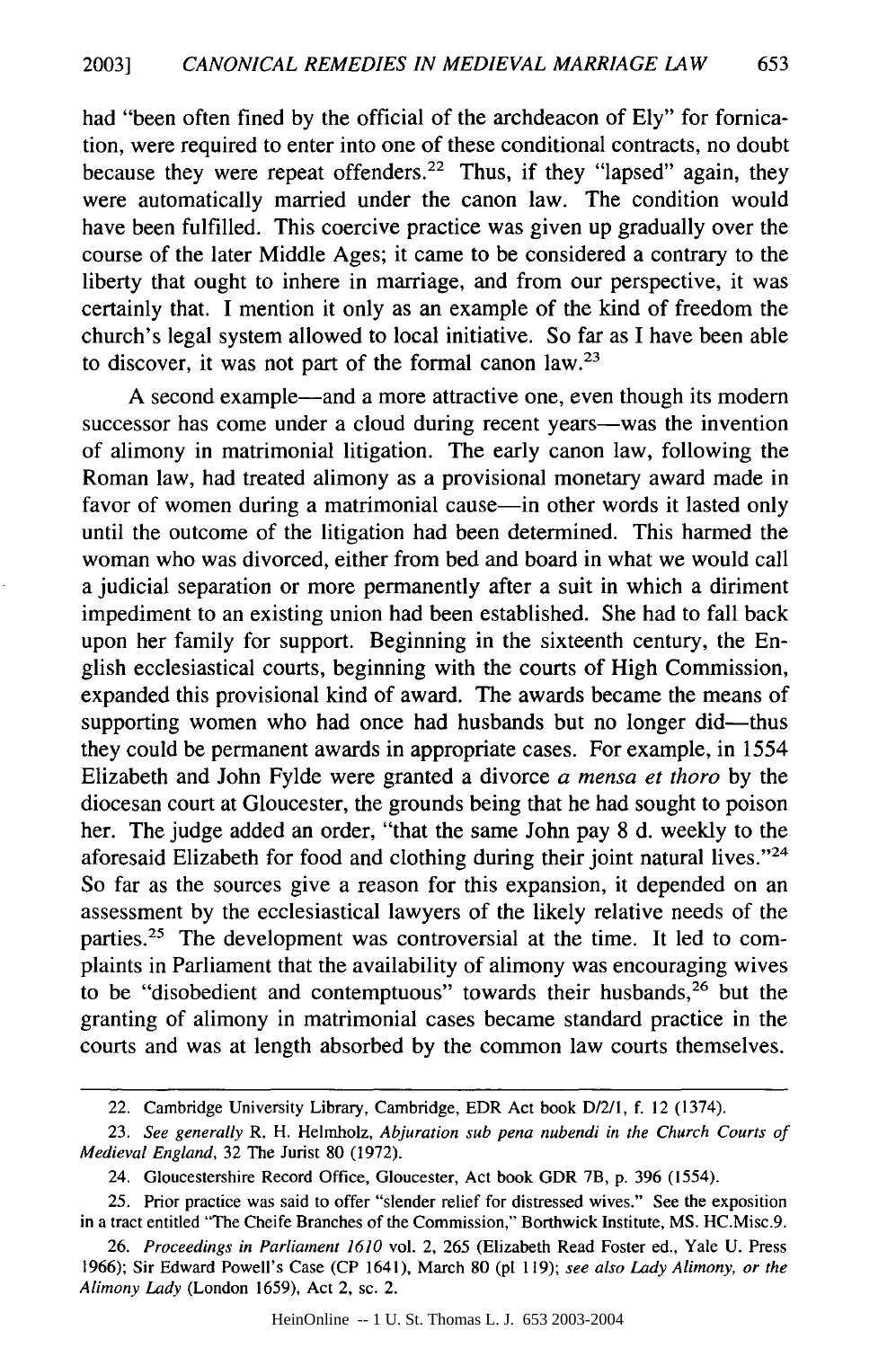had "been often fined by the official of the archdeacon of Ely" for fornication, were required to enter into one of these conditional contracts, no doubt because they were repeat offenders.[22] Thus, if they "lapsed" again, they were automatically married under the canon law. The condition would have been fulfilled. This coercive practice was given up gradually over the course of the later Middle Ages; it came to be considered a contrary to the liberty that ought to inhere in marriage, and from our perspective, it was certainly that. I mention it only as an example of the kind of freedom the church's legal system allowed to local initiative. So far as I have been able to discover, it was not part of the formal canon law.[23]

A second example—and a more attractive one, even though its modern successor has come under a cloud during recent years—was the invention of alimony in matrimonial litigation. The early canon law, following the Roman law, had treated alimony as a provisional monetary award made in favor of women during a matrimonial cause—in other words it lasted only until the outcome of the litigation had been determined. This harmed the woman who was divorced, either from bed and board in what we would call a judicial separation or more permanently after a suit in which a diriment impediment to an existing union had been established. She had to fall back upon her family for support. Beginning in the sixteenth century, the English ecclesiastical courts, beginning with the courts of High Commission, expanded this provisional kind of award. The awards became the means of supporting women who had once had husbands but no longer did—thus they could be permanent awards in appropriate cases. For example, in 1554 Elizabeth and John Fylde were granted a divorce *a mensa et thoro* by the diocesan court at Gloucester, the grounds being that he had sought to poison her. The judge added an order, "that the same John pay 8 d. weekly to the aforesaid Elizabeth for food and clothing during their joint natural lives."[24] So far as the sources give a reason for this expansion, it depended on an assessment by the ecclesiastical lawyers of the likely relative needs of the parties.[25] The development was controversial at the time. It led to complaints in Parliament that the availability of alimony was encouraging wives to be "disobedient and contemptuous" towards their husbands,[26] but the granting of alimony in matrimonial cases became standard practice in the courts and was at length absorbed by the common law courts themselves.

---

22. Cambridge University Library, Cambridge, EDR Act book D/2/1, f. 12 (1374).

23. *See generally* R. H. Helmholz, *Abjuration sub pena nubendi in the Church Courts of Medieval England*, 32 The Jurist 80 (1972).

24. Gloucestershire Record Office, Gloucester, Act book GDR 7B, p. 396 (1554).

25. Prior practice was said to offer "slender relief for distressed wives." See the exposition in a tract entitled "The Cheife Branches of the Commission," Borthwick Institute, MS. HC.Misc.9.

26. *Proceedings in Parliament 1610* vol. 2, 265 (Elizabeth Read Foster ed., Yale U. Press 1966); Sir Edward Powell's Case (CP 1641), March 80 (pl 119); *see also Lady Alimony, or the Alimony Lady* (London 1659), Act 2, sc. 2.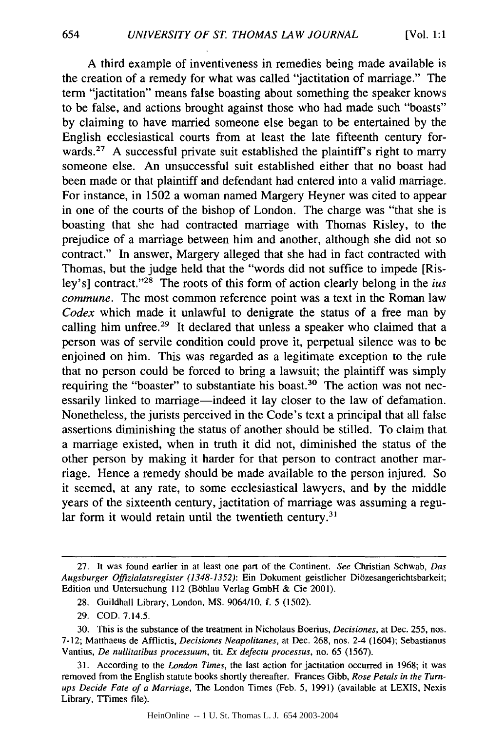A third example of inventiveness in remedies being made available is the creation of a remedy for what was called "jactitation of marriage." The term "jactitation" means false boasting about something the speaker knows to be false, and actions brought against those who had made such "boasts" by claiming to have married someone else began to be entertained by the English ecclesiastical courts from at least the late fifteenth century forwards.[27] A successful private suit established the plaintiff's right to marry someone else. An unsuccessful suit established either that no boast had been made or that plaintiff and defendant had entered into a valid marriage. For instance, in 1502 a woman named Margery Heyner was cited to appear in one of the courts of the bishop of London. The charge was "that she is boasting that she had contracted marriage with Thomas Risley, to the prejudice of a marriage between him and another, although she did not so contract." In answer, Margery alleged that she had in fact contracted with Thomas, but the judge held that the "words did not suffice to impede [Risley's] contract."[28] The roots of this form of action clearly belong in the *ius commune*. The most common reference point was a text in the Roman law *Codex* which made it unlawful to denigrate the status of a free man by calling him unfree.[29] It declared that unless a speaker who claimed that a person was of servile condition could prove it, perpetual silence was to be enjoined on him. This was regarded as a legitimate exception to the rule that no person could be forced to bring a lawsuit; the plaintiff was simply requiring the "boaster" to substantiate his boast.[30] The action was not necessarily linked to marriage—indeed it lay closer to the law of defamation. Nonetheless, the jurists perceived in the Code's text a principal that all false assertions diminishing the status of another should be stilled. To claim that a marriage existed, when in truth it did not, diminished the status of the other person by making it harder for that person to contract another marriage. Hence a remedy should be made available to the person injured. So it seemed, at any rate, to some ecclesiastical lawyers, and by the middle years of the sixteenth century, jactitation of marriage was assuming a regular form it would retain until the twentieth century.[31]

---

27. It was found earlier in at least one part of the Continent. *See* Christian Schwab, *Das Augsburger Offizialatsregister (1348-1352)*: Ein Dokument geistlicher Diözesangerichtsbarkeit; Edition und Untersuchung 112 (Böhlau Verlag GmbH & Cie 2001).

28. Guildhall Library, London, MS. 9064/10, f. 5 (1502).

29. COD. 7.14.5.

30. This is the substance of the treatment in Nicholaus Boerius, *Decisiones*, at Dec. 255, nos. 7-12; Matthaeus de Afflictis, *Decisiones Neapolitanes*, at Dec. 268, nos. 2-4 (1604); Sebastianus Vantius, *De nullitatibus processuum*, tit. *Ex defectu processus*, no. 65 (1567).

31. According to the *London Times*, the last action for jactitation occurred in 1968; it was removed from the English statute books shortly thereafter. Frances Gibb, *Rose Petals in the Turn-ups Decide Fate of a Marriage*, The London Times (Feb. 5, 1991) (available at LEXIS, Nexis Library, TTimes file).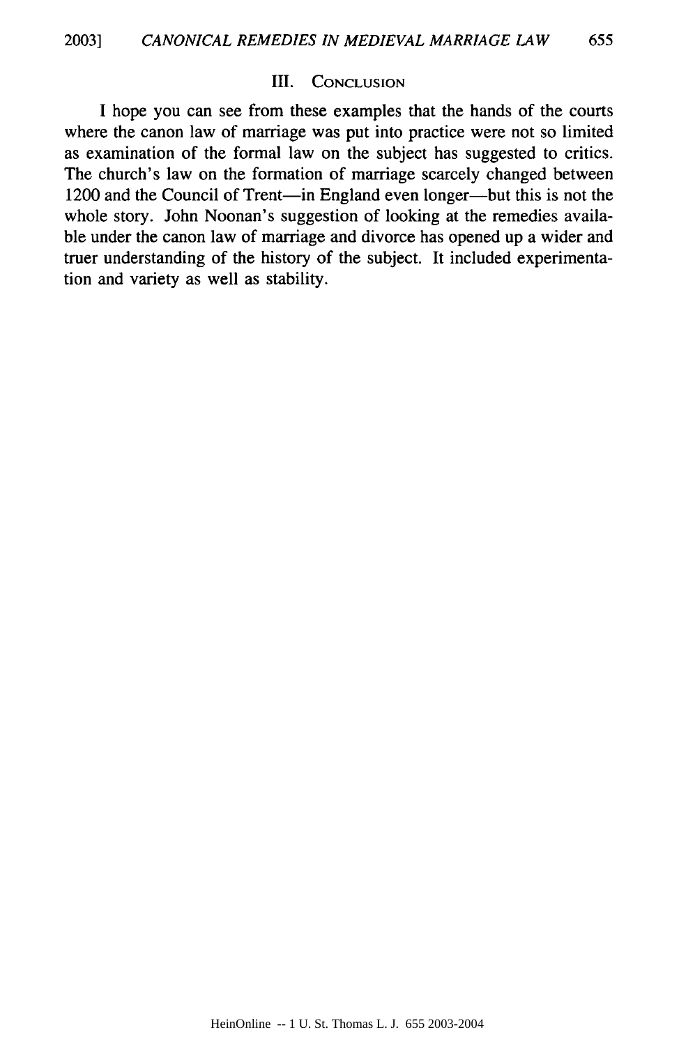## III. CONCLUSION

I hope you can see from these examples that the hands of the courts where the canon law of marriage was put into practice were not so limited as examination of the formal law on the subject has suggested to critics. The church's law on the formation of marriage scarcely changed between 1200 and the Council of Trent—in England even longer—but this is not the whole story. John Noonan's suggestion of looking at the remedies available under the canon law of marriage and divorce has opened up a wider and truer understanding of the history of the subject. It included experimentation and variety as well as stability.